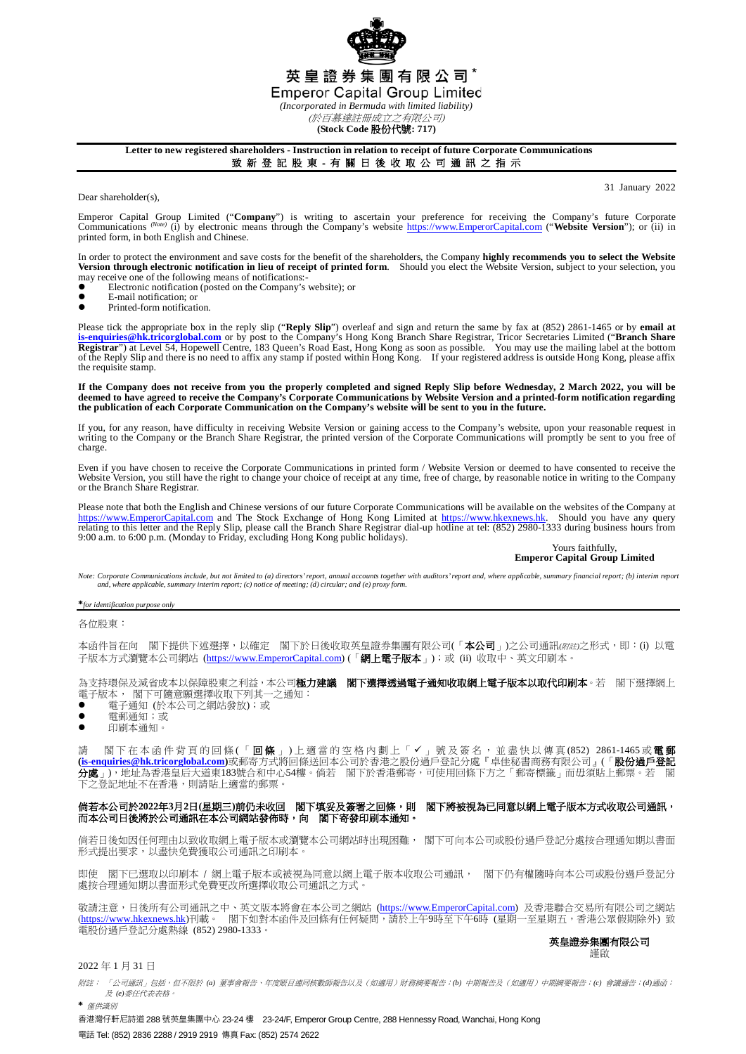# 英皇證券集團有限公司 *

# Emperor Capital Group Limited

*(Incorporated in Bermuda with limited liability)*

*(於百慕達註冊成立之有限公司)*

**(Stock Code 股份代號: 717)**

**Letter to new registered shareholders - Instruction in relation to receipt of future Corporate Communications**

**致新登記股東 - 有關日後收取公司通訊之指示**

31 January 2022

Dear shareholder(s),

Emperor Capital Group Limited ("**Company**") is writing to ascertain your preference for receiving the Company's future Corporate Communications *(Note)* (i) by electronic means through the Company's website https://www.EmperorCapital.com ("**Website Version**"); or (ii) in printed form, in both English and Chinese.

In order to protect the environment and save costs for the benefit of the shareholders, the Company **highly recommends you to select the Website Version through electronic notification in lieu of receipt of printed form**. Should you elect the Website Version, subject to your selection, you may receive one of the following means of notifications:-

- Electronic notification (posted on the Company's website); or
- E-mail notification; or
- Printed-form notification.

Please tick the appropriate box in the reply slip ("**Reply Slip**") overleaf and sign and return the same by fax at (852) 2861-1465 or by **email at is-enquiries@hk.tricorglobal.com** or by post to the Company's Hong Kong Branch Share Registrar, Tricor Secretaries Limited ("**Branch Share Registrar**") at Level 54, Hopewell Centre, 183 Queen's Road East, Hong Kong as soon as possible. You may use the mailing label at the bottom of the Reply Slip and there is no need to affix any stamp if posted within Hong Kong. If your registered address is outside Hong Kong, please affix the requisite stamp.

**If the Company does not receive from you the properly completed and signed Reply Slip before Wednesday, 2 March 2022, you will be deemed to have agreed to receive the Company's Corporate Communications by Website Version and a printed-form notification regarding the publication of each Corporate Communication on the Company's website will be sent to you in the future.**

If you, for any reason, have difficulty in receiving Website Version or gaining access to the Company's website, upon your reasonable request in writing to the Company or the Branch Share Registrar, the printed version of the Corporate Communications will promptly be sent to you free of charge.

Even if you have chosen to receive the Corporate Communications in printed form / Website Version or deemed to have consented to receive the Website Version, you still have the right to change your choice of receipt at any time, free of charge, by reasonable notice in writing to the Company or the Branch Share Registrar.

Please note that both the English and Chinese versions of our future Corporate Communications will be available on the websites of the Company at https://www.EmperorCapital.com and The Stock Exchange of Hong Kong Limited at https://www.hkexnews.hk. Should you have any query relating to this letter and the Reply Slip, please call the Branch Share Registrar dial-up hotline at tel: (852) 2980-1333 during business hours from 9:00 a.m. to 6:00 p.m. (Monday to Friday, excluding Hong Kong public holidays).

Yours faithfully,
**Emperor Capital Group Limited**

*Note: Corporate Communications include, but not limited to (a) directors' report, annual accounts together with auditors' report and, where applicable, summary financial report; (b) interim report and, where applicable, summary interim report; (c) notice of meeting; (d) circular; and (e) proxy form.*

*\*for identification purpose only*

---

各位股東：

本函件旨在向　閣下提供下述選擇，以確定　閣下於日後收取英皇證券集團有限公司(「**本公司**」)之公司通訊*(附註)*之形式，即：(i) 以電子版本方式瀏覽本公司網站 (https://www.EmperorCapital.com) (「**網上電子版本**」)；或 (ii) 收取中、英文印刷本。

為支持環保及減省成本以保障股東之利益，本公司**極力建議　閣下選擇透過電子通知收取網上電子版本以取代印刷本**。若　閣下選擇網上電子版本，　閣下可隨意願選擇收取下列其一之通知：

- 電子通知 (於本公司之網站發放)；或
- 電郵通知；或
- 印刷本通知。

請　閣下在本函件背頁的回條(「**回條**」)上適當的空格內劃上「✓」號及簽名，並盡快以傳真(852) 2861-1465或**電郵(is-enquiries@hk.tricorglobal.com)**或郵寄方式將回條送回本公司於香港之股份過戶登記分處『卓佳秘書商務有限公司』(「**股份過戶登記分處**」)，地址為香港皇后大道東183號合和中心54樓。倘若　閣下於香港郵寄，可使用回條下方之「郵寄標籤」而毋須貼上郵票。若　閣下之登記地址不在香港，則請貼上適當的郵票。

**倘若本公司於2022年3月2日(星期三)前仍未收回　閣下填妥及簽署之回條，則　閣下將被視為已同意以網上電子版本方式收取公司通訊，而本公司日後將於公司通訊在本公司網站發佈時，向　閣下寄發印刷本通知。**

倘若日後如因任何理由以致收取網上電子版本或瀏覽本公司網站時出現困難，　閣下可向本公司或股份過戶登記分處按合理通知期以書面形式提出要求，以盡快免費獲取公司通訊之印刷本。

即使　閣下已選取以印刷本 / 網上電子版本或被視為同意以網上電子版本收取公司通訊，　閣下仍有權隨時向本公司或股份過戶登記分處按合理通知期以書面形式免費更改所選擇收取公司通訊之方式。

敬請注意，日後所有公司通訊之中、英文版本將會在本公司之網站 (https://www.EmperorCapital.com) 及香港聯合交易所有限公司之網站 (https://www.hkexnews.hk)刊載。　閣下如對本函件及回條有任何疑問，請於上午9時至下午6時 (星期一至星期五，香港公眾假期除外) 致電股份過戶登記分處熱線 (852) 2980-1333。

**英皇證券集團有限公司**
謹啟

2022 年 1 月 31 日

*附註：「公司通訊」包括，但不限於 (a) 董事會報告、年度賬目連同核數師報告以及（如適用）財務摘要報告；(b) 中期報告及（如適用）中期摘要報告；(c) 會議通告；(d)通函；及 (e)委任代表表格。*

*\* 僅供識別*

香港灣仔軒尼詩道 288 號英皇集團中心 23-24 樓　23-24/F, Emperor Group Centre, 288 Hennessy Road, Wanchai, Hong Kong

電話 Tel: (852) 2836 2288 / 2919 2919 傳真 Fax: (852) 2574 2622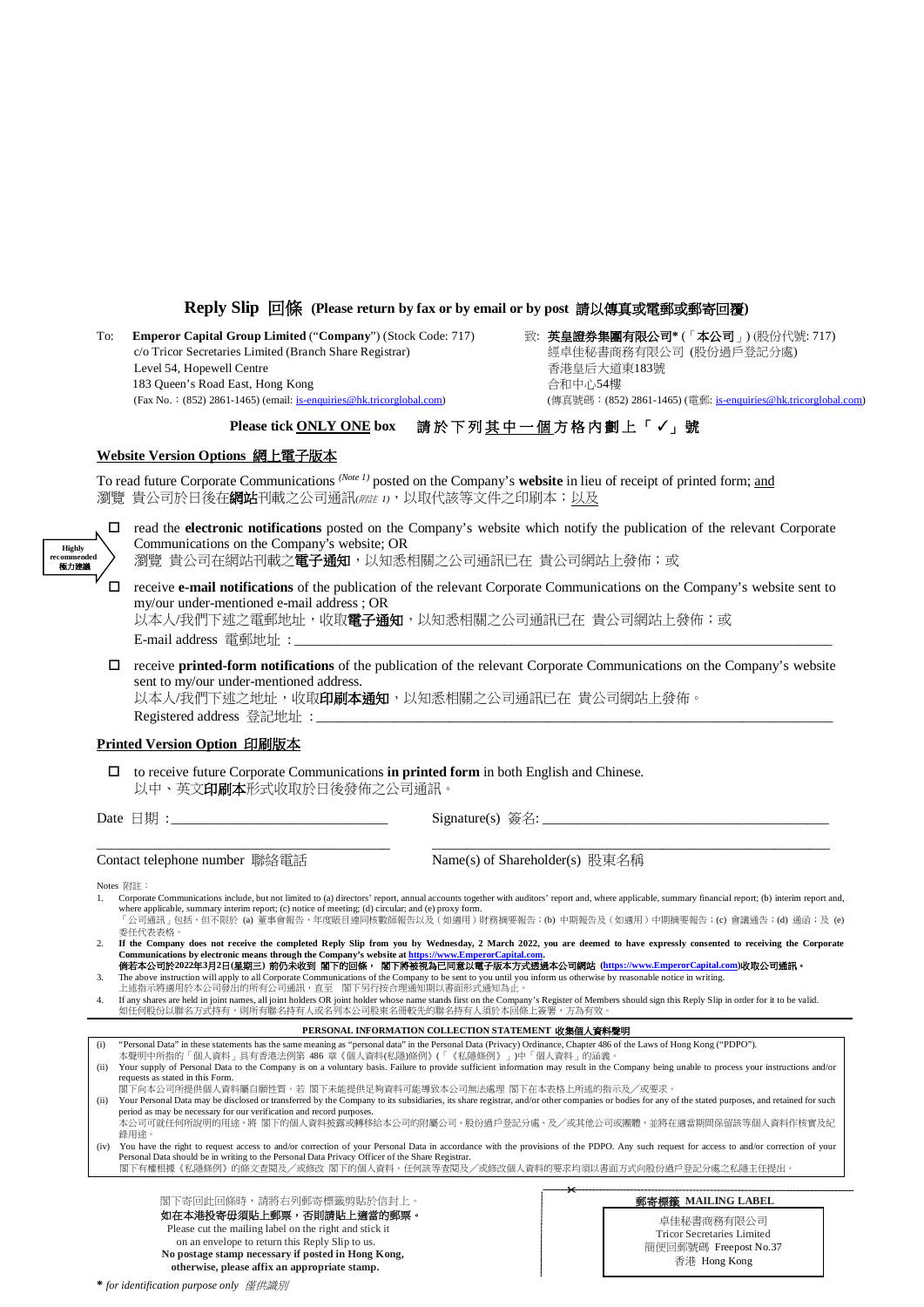# Reply Slip 回條 (Please return by fax or by email or by post 請以傳真或電郵或郵寄回覆)

To: **Emperor Capital Group Limited** ("**Company**") (Stock Code: 717)
c/o Tricor Secretaries Limited (Branch Share Registrar)
Level 54, Hopewell Centre
183 Queen's Road East, Hong Kong
(Fax No.：(852) 2861-1465) (email: is-enquiries@hk.tricorglobal.com)

致: **英皇證券集團有限公司*** (「**本公司**」) (股份代號: 717)
經卓佳秘書商務有限公司 (股份過戶登記分處)
香港皇后大道東183號
合和中心54樓
(傳真號碼：(852) 2861-1465) (電郵: is-enquiries@hk.tricorglobal.com)

**Please tick ONLY ONE box 請於下列其中一個方格內劃上「✓」號**

## Website Version Options 網上電子版本

To read future Corporate Communications (Note 1) posted on the Company's **website** in lieu of receipt of printed form; and
瀏覽 貴公司於日後在**網站**刊載之公司通訊(附註 1)，以取代該等文件之印刷本；以及

Highly recommended 極力建議

☐ read the **electronic notifications** posted on the Company's website which notify the publication of the relevant Corporate Communications on the Company's website; OR
瀏覽 貴公司在網站刊載之**電子通知**，以知悉相關之公司通訊已在 貴公司網站上發佈；或

☐ receive **e-mail notifications** of the publication of the relevant Corporate Communications on the Company's website sent to my/our under-mentioned e-mail address ; OR
以本人/我們下述之電郵地址，收取**電子通知**，以知悉相關之公司通訊已在 貴公司網站上發佈；或
E-mail address 電郵地址：\_\_\_\_\_\_\_\_\_\_\_\_\_\_\_\_\_\_\_\_\_\_\_\_\_\_\_\_\_\_\_\_\_\_\_\_\_\_\_\_

☐ receive **printed-form notifications** of the publication of the relevant Corporate Communications on the Company's website sent to my/our under-mentioned address.
以本人/我們下述之地址，收取**印刷本通知**，以知悉相關之公司通訊已在 貴公司網站上發佈。
Registered address 登記地址：\_\_\_\_\_\_\_\_\_\_\_\_\_\_\_\_\_\_\_\_\_\_\_\_\_\_\_\_\_\_\_\_\_\_\_\_\_\_\_\_

## Printed Version Option 印刷版本

☐ to receive future Corporate Communications **in printed form** in both English and Chinese.
以中、英文**印刷本**形式收取於日後發佈之公司通訊。

Date 日期：\_\_\_\_\_\_\_\_\_\_\_\_\_\_\_\_\_\_\_\_ Signature(s) 簽名：\_\_\_\_\_\_\_\_\_\_\_\_\_\_\_\_\_\_\_\_

Contact telephone number 聯絡電話 \_\_\_\_\_\_\_\_\_\_\_\_\_\_\_\_\_\_\_\_ Name(s) of Shareholder(s) 股東名稱 \_\_\_\_\_\_\_\_\_\_\_\_\_\_\_\_\_\_\_\_

Notes 附註：

1. Corporate Communications include, but not limited to (a) directors' report, annual accounts together with auditors' report and, where applicable, summary financial report; (b) interim report and, where applicable, summary interim report; (c) notice of meeting; (d) circular; and (e) proxy form.
「公司通訊」包括，但不限於 (a) 董事會報告、年度賬目連同核數師報告以及（如適用）財務摘要報告；(b) 中期報告及（如適用）中期摘要報告；(c) 會議通告；(d) 通函；及 (e) 委任代表表格。
2. **If the Company does not receive the completed Reply Slip from you by Wednesday, 2 March 2022, you are deemed to have expressly consented to receiving the Corporate Communications by electronic means through the Company's website at https://www.EmperorCapital.com.**
**倘若本公司於2022年3月2日(星期三) 前仍未收到 閣下的回條， 閣下將被視為已同意以電子版本方式透過本公司網站 (https://www.EmperorCapital.com)收取公司通訊。**
3. The above instruction will apply to all Corporate Communications of the Company to be sent to you until you inform us otherwise by reasonable notice in writing.
上述指示將適用於本公司發出的所有公司通訊，直至 閣下另行按合理通知期以書面形式通知為止。
4. If any shares are held in joint names, all joint holders OR joint holder whose name stands first on the Company's Register of Members should sign this Reply Slip in order for it to be valid.
如任何股份以聯名方式持有，則所有聯名持有人或名列本公司股東名冊較先的聯名持有人須於本回條上簽署，方為有效。

**PERSONAL INFORMATION COLLECTION STATEMENT 收集個人資料聲明**

(i) "Personal Data" in these statements has the same meaning as "personal data" in the Personal Data (Privacy) Ordinance, Chapter 486 of the Laws of Hong Kong ("PDPO").
本聲明中所指的「個人資料」具有香港法例第 486 章《個人資料(私隱)條例》(「《私隱條例》」)中「個人資料」的涵義。
(ii) Your supply of Personal Data to the Company is on a voluntary basis. Failure to provide sufficient information may result in the Company being unable to process your instructions and/or requests as stated in this Form.
閣下向本公司所提供個人資料屬自願性質。若 閣下未能提供足夠資料可能導致本公司無法處理 閣下在本表格上所述的指示及／或要求。
(ii) Your Personal Data may be disclosed or transferred by the Company to its subsidiaries, its share registrar, and/or other companies or bodies for any of the stated purposes, and retained for such period as may be necessary for our verification and record purposes.
本公司可就任何所說明的用途，將 閣下的個人資料披露或轉移給本公司的附屬公司、股份過戶登記分處、及／或其他公司或團體，並將在適當期間保留該等個人資料作核實及紀錄用途。
(iv) You have the right to request access to and/or correction of your Personal Data in accordance with the provisions of the PDPO. Any such request for access to and/or correction of your Personal Data should be in writing to the Personal Data Privacy Officer of the Share Registrar.
閣下有權根據《私隱條例》的條文查閱及／或修改 閣下的個人資料。任何該等查閱及／或修改個人資料的要求均須以書面方式向股份過戶登記分處之私隱主任提出。

閣下寄回此回條時，請將右列郵寄標籤剪貼於信封上。
**如在本港投寄毋須貼上郵票，否則請貼上適當的郵票。**
Please cut the mailing label on the right and stick it on an envelope to return this Reply Slip to us.
**No postage stamp necessary if posted in Hong Kong, otherwise, please affix an appropriate stamp.**

**郵寄標籤 MAILING LABEL**

卓佳秘書商務有限公司
Tricor Secretaries Limited
簡便回郵號碼 Freepost No.37
香港 Hong Kong

\* *for identification purpose only 僅供識別*